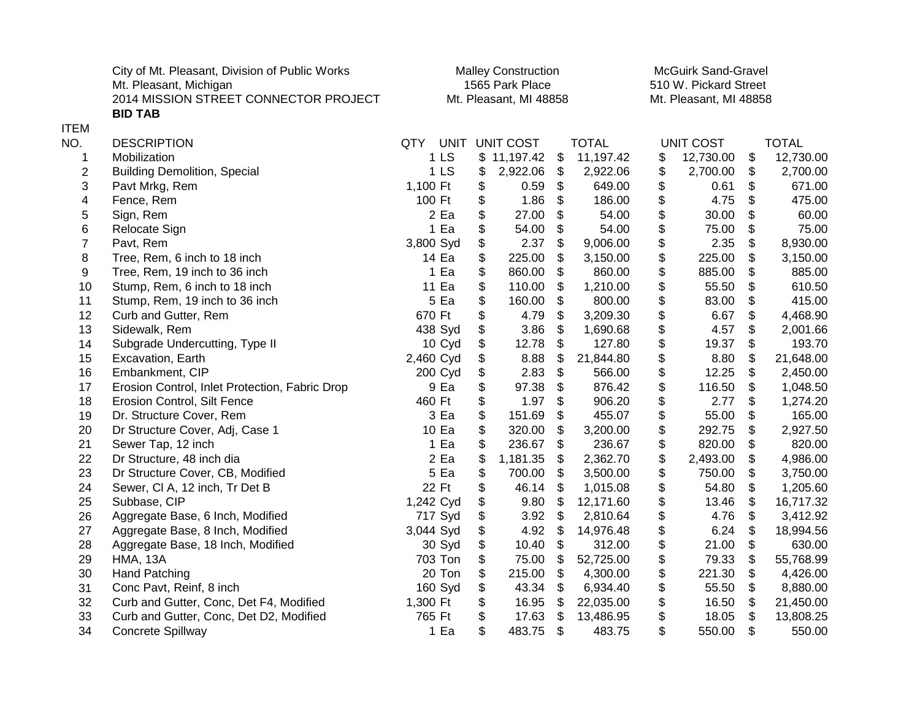City of Mt. Pleasant, Division of Public Works
Mt. Pleasant, Michigan
2014 MISSION STREET CONNECTOR PROJECT
**BID TAB**

| ITEM NO. | DESCRIPTION | QTY | UNIT | Malley Construction<br>1565 Park Place<br>Mt. Pleasant, MI 48858<br>UNIT COST | <br><br><br>TOTAL | McGuirk Sand-Gravel<br>510 W. Pickard Street<br>Mt. Pleasant, MI 48858<br>UNIT COST | <br><br><br>TOTAL |
|---|---|---|---|---|---|---|---|
| 1 | Mobilization | 1 | LS | $ 11,197.42 | $ 11,197.42 | $ 12,730.00 | $ 12,730.00 |
| 2 | Building Demolition, Special | 1 | LS | $ 2,922.06 | $ 2,922.06 | $ 2,700.00 | $ 2,700.00 |
| 3 | Pavt Mrkg, Rem | 1,100 | Ft | $ 0.59 | $ 649.00 | $ 0.61 | $ 671.00 |
| 4 | Fence, Rem | 100 | Ft | $ 1.86 | $ 186.00 | $ 4.75 | $ 475.00 |
| 5 | Sign, Rem | 2 | Ea | $ 27.00 | $ 54.00 | $ 30.00 | $ 60.00 |
| 6 | Relocate Sign | 1 | Ea | $ 54.00 | $ 54.00 | $ 75.00 | $ 75.00 |
| 7 | Pavt, Rem | 3,800 | Syd | $ 2.37 | $ 9,006.00 | $ 2.35 | $ 8,930.00 |
| 8 | Tree, Rem, 6 inch to 18 inch | 14 | Ea | $ 225.00 | $ 3,150.00 | $ 225.00 | $ 3,150.00 |
| 9 | Tree, Rem, 19 inch to 36 inch | 1 | Ea | $ 860.00 | $ 860.00 | $ 885.00 | $ 885.00 |
| 10 | Stump, Rem, 6 inch to 18 inch | 11 | Ea | $ 110.00 | $ 1,210.00 | $ 55.50 | $ 610.50 |
| 11 | Stump, Rem, 19 inch to 36 inch | 5 | Ea | $ 160.00 | $ 800.00 | $ 83.00 | $ 415.00 |
| 12 | Curb and Gutter, Rem | 670 | Ft | $ 4.79 | $ 3,209.30 | $ 6.67 | $ 4,468.90 |
| 13 | Sidewalk, Rem | 438 | Syd | $ 3.86 | $ 1,690.68 | $ 4.57 | $ 2,001.66 |
| 14 | Subgrade Undercutting, Type II | 10 | Cyd | $ 12.78 | $ 127.80 | $ 19.37 | $ 193.70 |
| 15 | Excavation, Earth | 2,460 | Cyd | $ 8.88 | $ 21,844.80 | $ 8.80 | $ 21,648.00 |
| 16 | Embankment, CIP | 200 | Cyd | $ 2.83 | $ 566.00 | $ 12.25 | $ 2,450.00 |
| 17 | Erosion Control, Inlet Protection, Fabric Drop | 9 | Ea | $ 97.38 | $ 876.42 | $ 116.50 | $ 1,048.50 |
| 18 | Erosion Control, Silt Fence | 460 | Ft | $ 1.97 | $ 906.20 | $ 2.77 | $ 1,274.20 |
| 19 | Dr. Structure Cover, Rem | 3 | Ea | $ 151.69 | $ 455.07 | $ 55.00 | $ 165.00 |
| 20 | Dr Structure Cover, Adj, Case 1 | 10 | Ea | $ 320.00 | $ 3,200.00 | $ 292.75 | $ 2,927.50 |
| 21 | Sewer Tap, 12 inch | 1 | Ea | $ 236.67 | $ 236.67 | $ 820.00 | $ 820.00 |
| 22 | Dr Structure, 48 inch dia | 2 | Ea | $ 1,181.35 | $ 2,362.70 | $ 2,493.00 | $ 4,986.00 |
| 23 | Dr Structure Cover, CB, Modified | 5 | Ea | $ 700.00 | $ 3,500.00 | $ 750.00 | $ 3,750.00 |
| 24 | Sewer, Cl A, 12 inch, Tr Det B | 22 | Ft | $ 46.14 | $ 1,015.08 | $ 54.80 | $ 1,205.60 |
| 25 | Subbase, CIP | 1,242 | Cyd | $ 9.80 | $ 12,171.60 | $ 13.46 | $ 16,717.32 |
| 26 | Aggregate Base, 6 Inch, Modified | 717 | Syd | $ 3.92 | $ 2,810.64 | $ 4.76 | $ 3,412.92 |
| 27 | Aggregate Base, 8 Inch, Modified | 3,044 | Syd | $ 4.92 | $ 14,976.48 | $ 6.24 | $ 18,994.56 |
| 28 | Aggregate Base, 18 Inch, Modified | 30 | Syd | $ 10.40 | $ 312.00 | $ 21.00 | $ 630.00 |
| 29 | HMA, 13A | 703 | Ton | $ 75.00 | $ 52,725.00 | $ 79.33 | $ 55,768.99 |
| 30 | Hand Patching | 20 | Ton | $ 215.00 | $ 4,300.00 | $ 221.30 | $ 4,426.00 |
| 31 | Conc Pavt, Reinf, 8 inch | 160 | Syd | $ 43.34 | $ 6,934.40 | $ 55.50 | $ 8,880.00 |
| 32 | Curb and Gutter, Conc, Det F4, Modified | 1,300 | Ft | $ 16.95 | $ 22,035.00 | $ 16.50 | $ 21,450.00 |
| 33 | Curb and Gutter, Conc, Det D2, Modified | 765 | Ft | $ 17.63 | $ 13,486.95 | $ 18.05 | $ 13,808.25 |
| 34 | Concrete Spillway | 1 | Ea | $ 483.75 | $ 483.75 | $ 550.00 | $ 550.00 |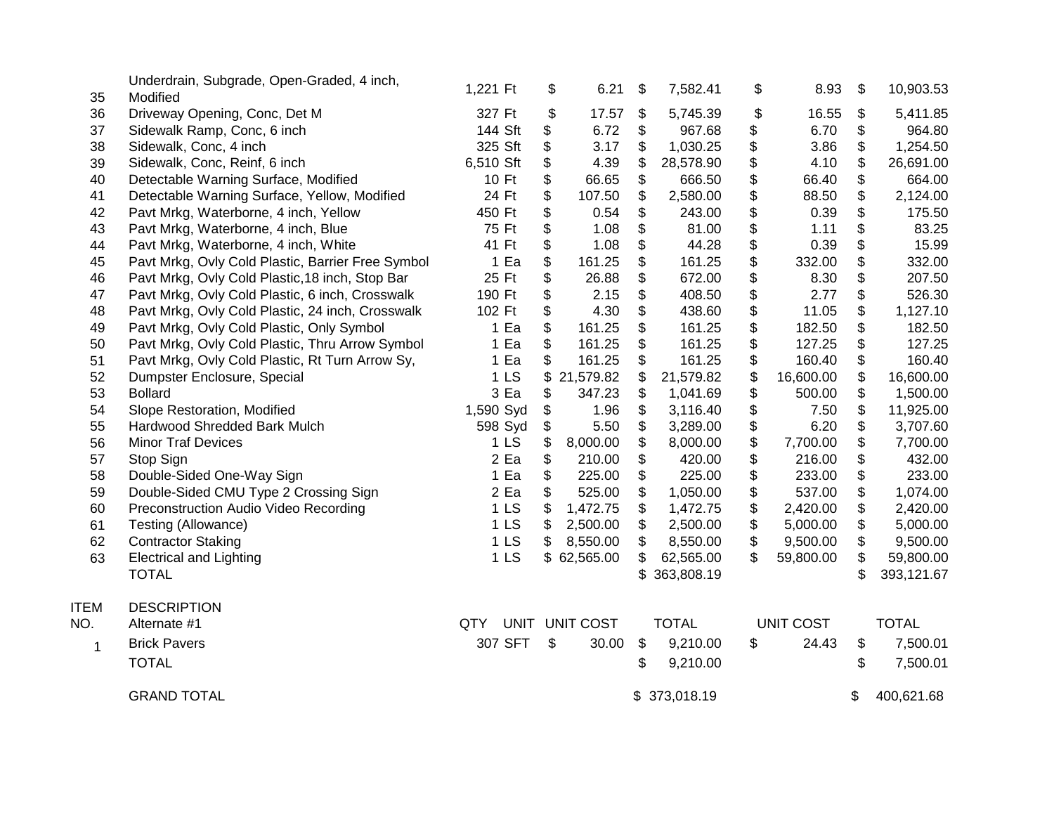| ITEM NO. | DESCRIPTION | QTY | UNIT | UNIT COST | TOTAL | UNIT COST | TOTAL |
|---|---|---|---|---|---|---|---|
| 35 | Underdrain, Subgrade, Open-Graded, 4 inch, Modified | 1,221 | Ft | $ 6.21 | $ 7,582.41 | $ 8.93 | $ 10,903.53 |
| 36 | Driveway Opening, Conc, Det M | 327 | Ft | $ 17.57 | $ 5,745.39 | $ 16.55 | $ 5,411.85 |
| 37 | Sidewalk Ramp, Conc, 6 inch | 144 | Sft | $ 6.72 | $ 967.68 | $ 6.70 | $ 964.80 |
| 38 | Sidewalk, Conc, 4 inch | 325 | Sft | $ 3.17 | $ 1,030.25 | $ 3.86 | $ 1,254.50 |
| 39 | Sidewalk, Conc, Reinf, 6 inch | 6,510 | Sft | $ 4.39 | $ 28,578.90 | $ 4.10 | $ 26,691.00 |
| 40 | Detectable Warning Surface, Modified | 10 | Ft | $ 66.65 | $ 666.50 | $ 66.40 | $ 664.00 |
| 41 | Detectable Warning Surface, Yellow, Modified | 24 | Ft | $ 107.50 | $ 2,580.00 | $ 88.50 | $ 2,124.00 |
| 42 | Pavt Mrkg, Waterborne, 4 inch, Yellow | 450 | Ft | $ 0.54 | $ 243.00 | $ 0.39 | $ 175.50 |
| 43 | Pavt Mrkg, Waterborne, 4 inch, Blue | 75 | Ft | $ 1.08 | $ 81.00 | $ 1.11 | $ 83.25 |
| 44 | Pavt Mrkg, Waterborne, 4 inch, White | 41 | Ft | $ 1.08 | $ 44.28 | $ 0.39 | $ 15.99 |
| 45 | Pavt Mrkg, Ovly Cold Plastic, Barrier Free Symbol | 1 | Ea | $ 161.25 | $ 161.25 | $ 332.00 | $ 332.00 |
| 46 | Pavt Mrkg, Ovly Cold Plastic,18 inch, Stop Bar | 25 | Ft | $ 26.88 | $ 672.00 | $ 8.30 | $ 207.50 |
| 47 | Pavt Mrkg, Ovly Cold Plastic, 6 inch, Crosswalk | 190 | Ft | $ 2.15 | $ 408.50 | $ 2.77 | $ 526.30 |
| 48 | Pavt Mrkg, Ovly Cold Plastic, 24 inch, Crosswalk | 102 | Ft | $ 4.30 | $ 438.60 | $ 11.05 | $ 1,127.10 |
| 49 | Pavt Mrkg, Ovly Cold Plastic, Only Symbol | 1 | Ea | $ 161.25 | $ 161.25 | $ 182.50 | $ 182.50 |
| 50 | Pavt Mrkg, Ovly Cold Plastic, Thru Arrow Symbol | 1 | Ea | $ 161.25 | $ 161.25 | $ 127.25 | $ 127.25 |
| 51 | Pavt Mrkg, Ovly Cold Plastic, Rt Turn Arrow Sy, | 1 | Ea | $ 161.25 | $ 161.25 | $ 160.40 | $ 160.40 |
| 52 | Dumpster Enclosure, Special | 1 | LS | $ 21,579.82 | $ 21,579.82 | $ 16,600.00 | $ 16,600.00 |
| 53 | Bollard | 3 | Ea | $ 347.23 | $ 1,041.69 | $ 500.00 | $ 1,500.00 |
| 54 | Slope Restoration, Modified | 1,590 | Syd | $ 1.96 | $ 3,116.40 | $ 7.50 | $ 11,925.00 |
| 55 | Hardwood Shredded Bark Mulch | 598 | Syd | $ 5.50 | $ 3,289.00 | $ 6.20 | $ 3,707.60 |
| 56 | Minor Traf Devices | 1 | LS | $ 8,000.00 | $ 8,000.00 | $ 7,700.00 | $ 7,700.00 |
| 57 | Stop Sign | 2 | Ea | $ 210.00 | $ 420.00 | $ 216.00 | $ 432.00 |
| 58 | Double-Sided One-Way Sign | 1 | Ea | $ 225.00 | $ 225.00 | $ 233.00 | $ 233.00 |
| 59 | Double-Sided CMU Type 2 Crossing Sign | 2 | Ea | $ 525.00 | $ 1,050.00 | $ 537.00 | $ 1,074.00 |
| 60 | Preconstruction Audio Video Recording | 1 | LS | $ 1,472.75 | $ 1,472.75 | $ 2,420.00 | $ 2,420.00 |
| 61 | Testing (Allowance) | 1 | LS | $ 2,500.00 | $ 2,500.00 | $ 5,000.00 | $ 5,000.00 |
| 62 | Contractor Staking | 1 | LS | $ 8,550.00 | $ 8,550.00 | $ 9,500.00 | $ 9,500.00 |
| 63 | Electrical and Lighting | 1 | LS | $ 62,565.00 | $ 62,565.00 | $ 59,800.00 | $ 59,800.00 |
| | TOTAL | | | | $ 363,808.19 | | $ 393,121.67 |

| ITEM NO. | DESCRIPTION Alternate #1 | QTY | UNIT | UNIT COST | TOTAL | UNIT COST | TOTAL |
|---|---|---|---|---|---|---|---|
| 1 | Brick Pavers | 307 | SFT | $ 30.00 | $ 9,210.00 | $ 24.43 | $ 7,500.01 |
| | TOTAL | | | | $ 9,210.00 | | $ 7,500.01 |
| | GRAND TOTAL | | | | $ 373,018.19 | | $ 400,621.68 |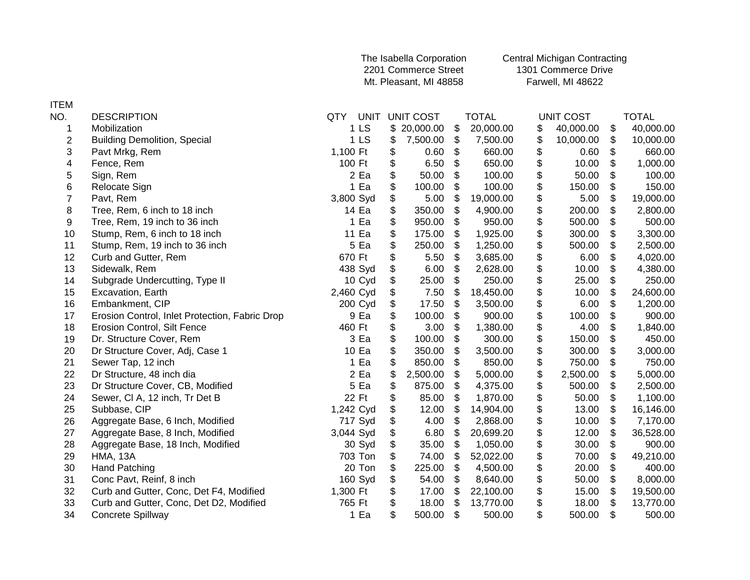| ITEM NO. | DESCRIPTION | QTY | UNIT | The Isabella Corporation 2201 Commerce Street Mt. Pleasant, MI 48858 UNIT COST | TOTAL | Central Michigan Contracting 1301 Commerce Drive Farwell, MI 48622 UNIT COST | TOTAL |
|---|---|---|---|---|---|---|---|
| 1 | Mobilization | 1 | LS | $ 20,000.00 | $ 20,000.00 | $ 40,000.00 | $ 40,000.00 |
| 2 | Building Demolition, Special | 1 | LS | $ 7,500.00 | $ 7,500.00 | $ 10,000.00 | $ 10,000.00 |
| 3 | Pavt Mrkg, Rem | 1,100 | Ft | $ 0.60 | $ 660.00 | $ 0.60 | $ 660.00 |
| 4 | Fence, Rem | 100 | Ft | $ 6.50 | $ 650.00 | $ 10.00 | $ 1,000.00 |
| 5 | Sign, Rem | 2 | Ea | $ 50.00 | $ 100.00 | $ 50.00 | $ 100.00 |
| 6 | Relocate Sign | 1 | Ea | $ 100.00 | $ 100.00 | $ 150.00 | $ 150.00 |
| 7 | Pavt, Rem | 3,800 | Syd | $ 5.00 | $ 19,000.00 | $ 5.00 | $ 19,000.00 |
| 8 | Tree, Rem, 6 inch to 18 inch | 14 | Ea | $ 350.00 | $ 4,900.00 | $ 200.00 | $ 2,800.00 |
| 9 | Tree, Rem, 19 inch to 36 inch | 1 | Ea | $ 950.00 | $ 950.00 | $ 500.00 | $ 500.00 |
| 10 | Stump, Rem, 6 inch to 18 inch | 11 | Ea | $ 175.00 | $ 1,925.00 | $ 300.00 | $ 3,300.00 |
| 11 | Stump, Rem, 19 inch to 36 inch | 5 | Ea | $ 250.00 | $ 1,250.00 | $ 500.00 | $ 2,500.00 |
| 12 | Curb and Gutter, Rem | 670 | Ft | $ 5.50 | $ 3,685.00 | $ 6.00 | $ 4,020.00 |
| 13 | Sidewalk, Rem | 438 | Syd | $ 6.00 | $ 2,628.00 | $ 10.00 | $ 4,380.00 |
| 14 | Subgrade Undercutting, Type II | 10 | Cyd | $ 25.00 | $ 250.00 | $ 25.00 | $ 250.00 |
| 15 | Excavation, Earth | 2,460 | Cyd | $ 7.50 | $ 18,450.00 | $ 10.00 | $ 24,600.00 |
| 16 | Embankment, CIP | 200 | Cyd | $ 17.50 | $ 3,500.00 | $ 6.00 | $ 1,200.00 |
| 17 | Erosion Control, Inlet Protection, Fabric Drop | 9 | Ea | $ 100.00 | $ 900.00 | $ 100.00 | $ 900.00 |
| 18 | Erosion Control, Silt Fence | 460 | Ft | $ 3.00 | $ 1,380.00 | $ 4.00 | $ 1,840.00 |
| 19 | Dr. Structure Cover, Rem | 3 | Ea | $ 100.00 | $ 300.00 | $ 150.00 | $ 450.00 |
| 20 | Dr Structure Cover, Adj, Case 1 | 10 | Ea | $ 350.00 | $ 3,500.00 | $ 300.00 | $ 3,000.00 |
| 21 | Sewer Tap, 12 inch | 1 | Ea | $ 850.00 | $ 850.00 | $ 750.00 | $ 750.00 |
| 22 | Dr Structure, 48 inch dia | 2 | Ea | $ 2,500.00 | $ 5,000.00 | $ 2,500.00 | $ 5,000.00 |
| 23 | Dr Structure Cover, CB, Modified | 5 | Ea | $ 875.00 | $ 4,375.00 | $ 500.00 | $ 2,500.00 |
| 24 | Sewer, Cl A, 12 inch, Tr Det B | 22 | Ft | $ 85.00 | $ 1,870.00 | $ 50.00 | $ 1,100.00 |
| 25 | Subbase, CIP | 1,242 | Cyd | $ 12.00 | $ 14,904.00 | $ 13.00 | $ 16,146.00 |
| 26 | Aggregate Base, 6 Inch, Modified | 717 | Syd | $ 4.00 | $ 2,868.00 | $ 10.00 | $ 7,170.00 |
| 27 | Aggregate Base, 8 Inch, Modified | 3,044 | Syd | $ 6.80 | $ 20,699.20 | $ 12.00 | $ 36,528.00 |
| 28 | Aggregate Base, 18 Inch, Modified | 30 | Syd | $ 35.00 | $ 1,050.00 | $ 30.00 | $ 900.00 |
| 29 | HMA, 13A | 703 | Ton | $ 74.00 | $ 52,022.00 | $ 70.00 | $ 49,210.00 |
| 30 | Hand Patching | 20 | Ton | $ 225.00 | $ 4,500.00 | $ 20.00 | $ 400.00 |
| 31 | Conc Pavt, Reinf, 8 inch | 160 | Syd | $ 54.00 | $ 8,640.00 | $ 50.00 | $ 8,000.00 |
| 32 | Curb and Gutter, Conc, Det F4, Modified | 1,300 | Ft | $ 17.00 | $ 22,100.00 | $ 15.00 | $ 19,500.00 |
| 33 | Curb and Gutter, Conc, Det D2, Modified | 765 | Ft | $ 18.00 | $ 13,770.00 | $ 18.00 | $ 13,770.00 |
| 34 | Concrete Spillway | 1 | Ea | $ 500.00 | $ 500.00 | $ 500.00 | $ 500.00 |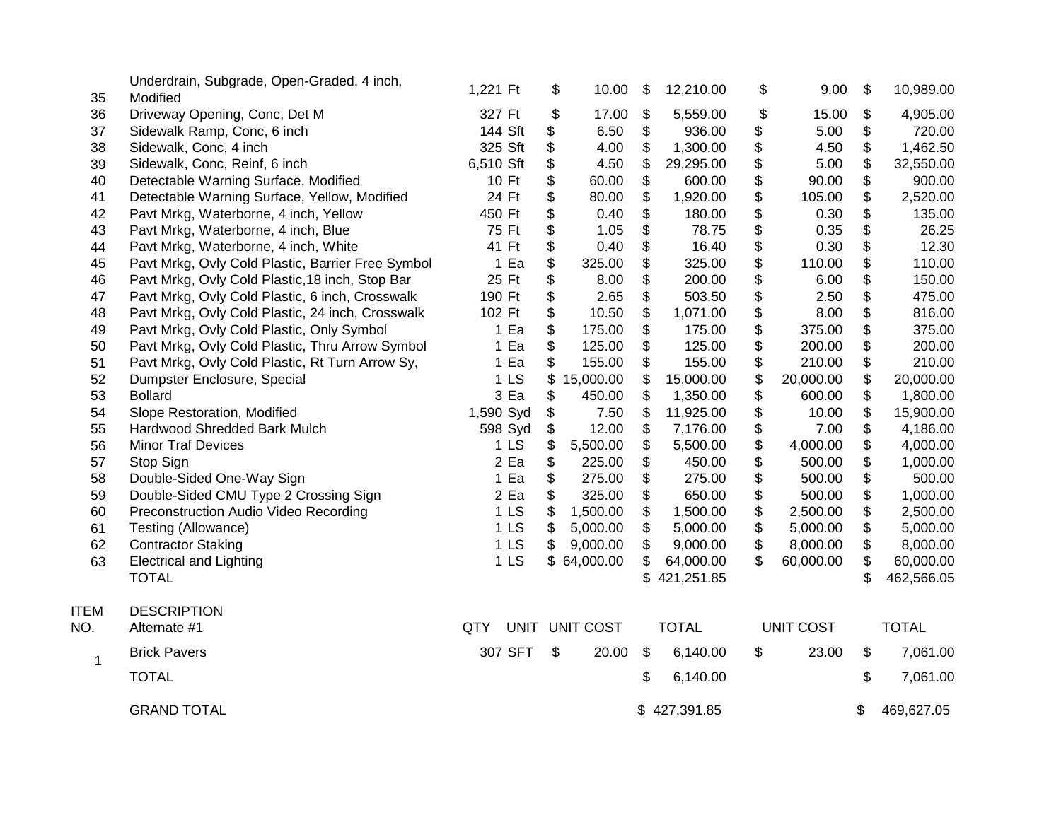| | | | | | | | |
|---|---|---|---|---|---|---|---|
| 35 | Underdrain, Subgrade, Open-Graded, 4 inch, Modified | 1,221 | Ft | $ 10.00 | $ 12,210.00 | $ 9.00 | $ 10,989.00 |
| 36 | Driveway Opening, Conc, Det M | 327 | Ft | $ 17.00 | $ 5,559.00 | $ 15.00 | $ 4,905.00 |
| 37 | Sidewalk Ramp, Conc, 6 inch | 144 | Sft | $ 6.50 | $ 936.00 | $ 5.00 | $ 720.00 |
| 38 | Sidewalk, Conc, 4 inch | 325 | Sft | $ 4.00 | $ 1,300.00 | $ 4.50 | $ 1,462.50 |
| 39 | Sidewalk, Conc, Reinf, 6 inch | 6,510 | Sft | $ 4.50 | $ 29,295.00 | $ 5.00 | $ 32,550.00 |
| 40 | Detectable Warning Surface, Modified | 10 | Ft | $ 60.00 | $ 600.00 | $ 90.00 | $ 900.00 |
| 41 | Detectable Warning Surface, Yellow, Modified | 24 | Ft | $ 80.00 | $ 1,920.00 | $ 105.00 | $ 2,520.00 |
| 42 | Pavt Mrkg, Waterborne, 4 inch, Yellow | 450 | Ft | $ 0.40 | $ 180.00 | $ 0.30 | $ 135.00 |
| 43 | Pavt Mrkg, Waterborne, 4 inch, Blue | 75 | Ft | $ 1.05 | $ 78.75 | $ 0.35 | $ 26.25 |
| 44 | Pavt Mrkg, Waterborne, 4 inch, White | 41 | Ft | $ 0.40 | $ 16.40 | $ 0.30 | $ 12.30 |
| 45 | Pavt Mrkg, Ovly Cold Plastic, Barrier Free Symbol | 1 | Ea | $ 325.00 | $ 325.00 | $ 110.00 | $ 110.00 |
| 46 | Pavt Mrkg, Ovly Cold Plastic,18 inch, Stop Bar | 25 | Ft | $ 8.00 | $ 200.00 | $ 6.00 | $ 150.00 |
| 47 | Pavt Mrkg, Ovly Cold Plastic, 6 inch, Crosswalk | 190 | Ft | $ 2.65 | $ 503.50 | $ 2.50 | $ 475.00 |
| 48 | Pavt Mrkg, Ovly Cold Plastic, 24 inch, Crosswalk | 102 | Ft | $ 10.50 | $ 1,071.00 | $ 8.00 | $ 816.00 |
| 49 | Pavt Mrkg, Ovly Cold Plastic, Only Symbol | 1 | Ea | $ 175.00 | $ 175.00 | $ 375.00 | $ 375.00 |
| 50 | Pavt Mrkg, Ovly Cold Plastic, Thru Arrow Symbol | 1 | Ea | $ 125.00 | $ 125.00 | $ 200.00 | $ 200.00 |
| 51 | Pavt Mrkg, Ovly Cold Plastic, Rt Turn Arrow Sy, | 1 | Ea | $ 155.00 | $ 155.00 | $ 210.00 | $ 210.00 |
| 52 | Dumpster Enclosure, Special | 1 | LS | $ 15,000.00 | $ 15,000.00 | $ 20,000.00 | $ 20,000.00 |
| 53 | Bollard | 3 | Ea | $ 450.00 | $ 1,350.00 | $ 600.00 | $ 1,800.00 |
| 54 | Slope Restoration, Modified | 1,590 | Syd | $ 7.50 | $ 11,925.00 | $ 10.00 | $ 15,900.00 |
| 55 | Hardwood Shredded Bark Mulch | 598 | Syd | $ 12.00 | $ 7,176.00 | $ 7.00 | $ 4,186.00 |
| 56 | Minor Traf Devices | 1 | LS | $ 5,500.00 | $ 5,500.00 | $ 4,000.00 | $ 4,000.00 |
| 57 | Stop Sign | 2 | Ea | $ 225.00 | $ 450.00 | $ 500.00 | $ 1,000.00 |
| 58 | Double-Sided One-Way Sign | 1 | Ea | $ 275.00 | $ 275.00 | $ 500.00 | $ 500.00 |
| 59 | Double-Sided CMU Type 2 Crossing Sign | 2 | Ea | $ 325.00 | $ 650.00 | $ 500.00 | $ 1,000.00 |
| 60 | Preconstruction Audio Video Recording | 1 | LS | $ 1,500.00 | $ 1,500.00 | $ 2,500.00 | $ 2,500.00 |
| 61 | Testing (Allowance) | 1 | LS | $ 5,000.00 | $ 5,000.00 | $ 5,000.00 | $ 5,000.00 |
| 62 | Contractor Staking | 1 | LS | $ 9,000.00 | $ 9,000.00 | $ 8,000.00 | $ 8,000.00 |
| 63 | Electrical and Lighting | 1 | LS | $ 64,000.00 | $ 64,000.00 | $ 60,000.00 | $ 60,000.00 |
| | TOTAL | | | | $ 421,251.85 | | $ 462,566.05 |

| ITEM NO. | DESCRIPTION Alternate #1 | QTY | UNIT | UNIT COST | TOTAL | UNIT COST | TOTAL |
|---|---|---|---|---|---|---|---|
| 1 | Brick Pavers | 307 | SFT | $ 20.00 | $ 6,140.00 | $ 23.00 | $ 7,061.00 |
| | TOTAL | | | | $ 6,140.00 | | $ 7,061.00 |
| | GRAND TOTAL | | | | $ 427,391.85 | | $ 469,627.05 |